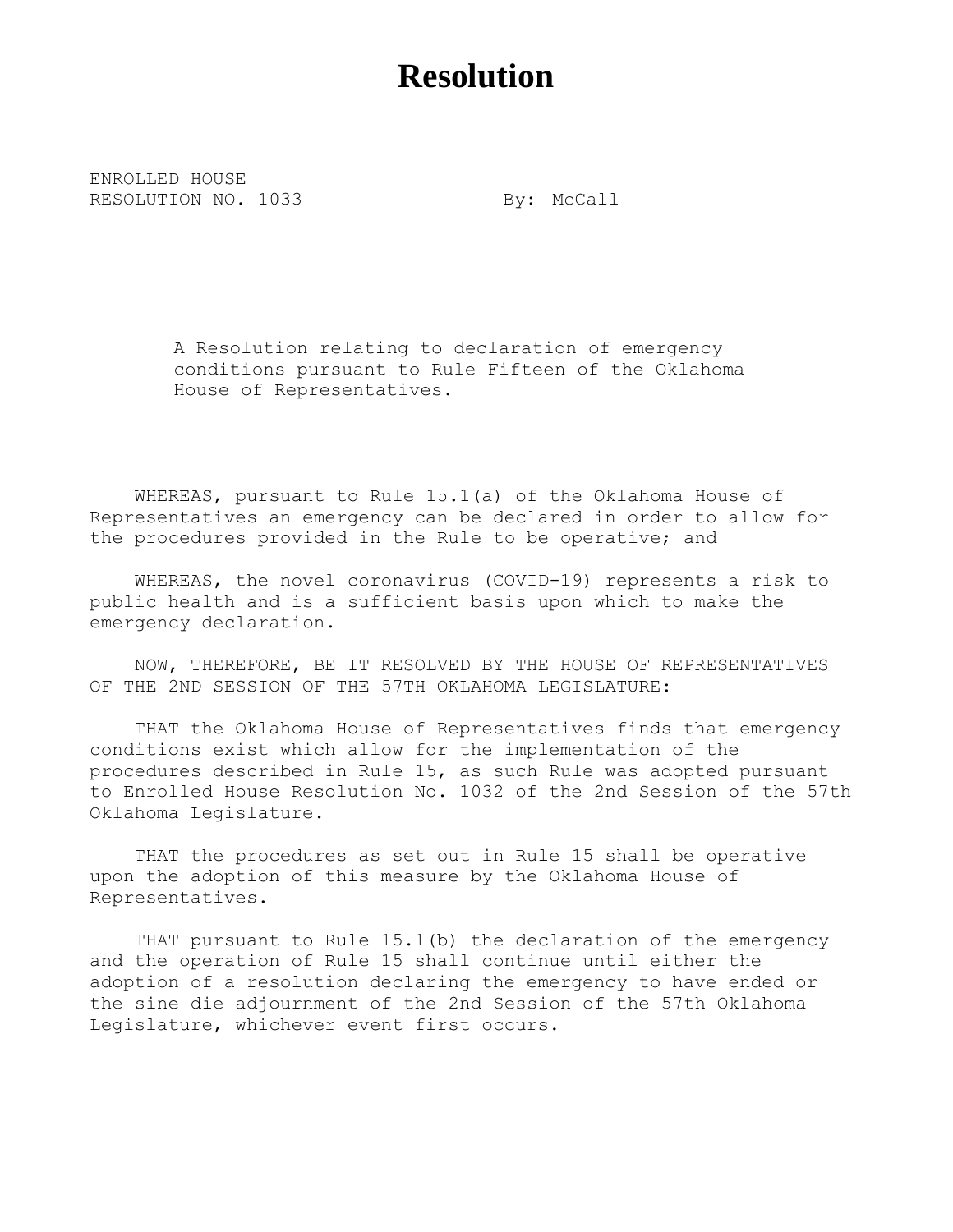# Resolution

ENROLLED HOUSE
RESOLUTION NO. 1033 By: McCall

A Resolution relating to declaration of emergency conditions pursuant to Rule Fifteen of the Oklahoma House of Representatives.

WHEREAS, pursuant to Rule 15.1(a) of the Oklahoma House of Representatives an emergency can be declared in order to allow for the procedures provided in the Rule to be operative; and

WHEREAS, the novel coronavirus (COVID-19) represents a risk to public health and is a sufficient basis upon which to make the emergency declaration.

NOW, THEREFORE, BE IT RESOLVED BY THE HOUSE OF REPRESENTATIVES OF THE 2ND SESSION OF THE 57TH OKLAHOMA LEGISLATURE:

THAT the Oklahoma House of Representatives finds that emergency conditions exist which allow for the implementation of the procedures described in Rule 15, as such Rule was adopted pursuant to Enrolled House Resolution No. 1032 of the 2nd Session of the 57th Oklahoma Legislature.

THAT the procedures as set out in Rule 15 shall be operative upon the adoption of this measure by the Oklahoma House of Representatives.

THAT pursuant to Rule 15.1(b) the declaration of the emergency and the operation of Rule 15 shall continue until either the adoption of a resolution declaring the emergency to have ended or the sine die adjournment of the 2nd Session of the 57th Oklahoma Legislature, whichever event first occurs.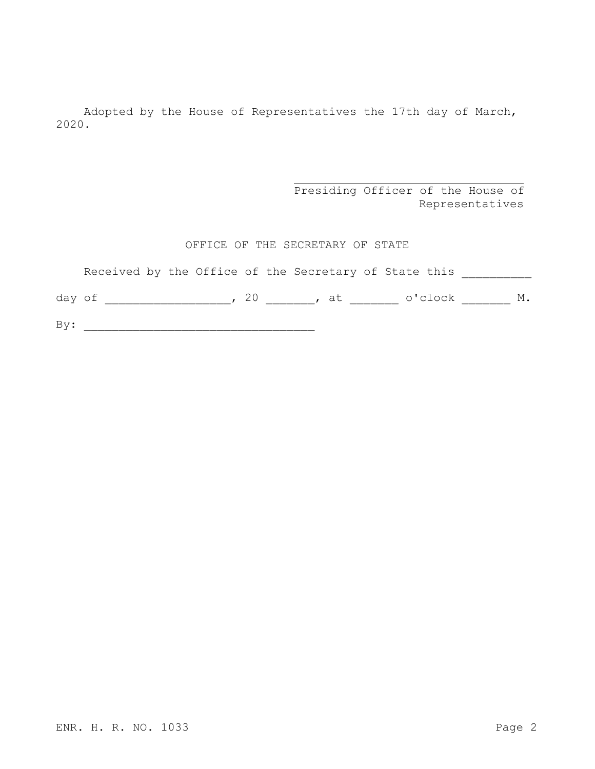Adopted by the House of Representatives the 17th day of March, 2020.

______________________________
Presiding Officer of the House of Representatives

OFFICE OF THE SECRETARY OF STATE

Received by the Office of the Secretary of State this __________ day of __________________, 20 _______, at _______ o'clock _______ M.

By: _________________________________